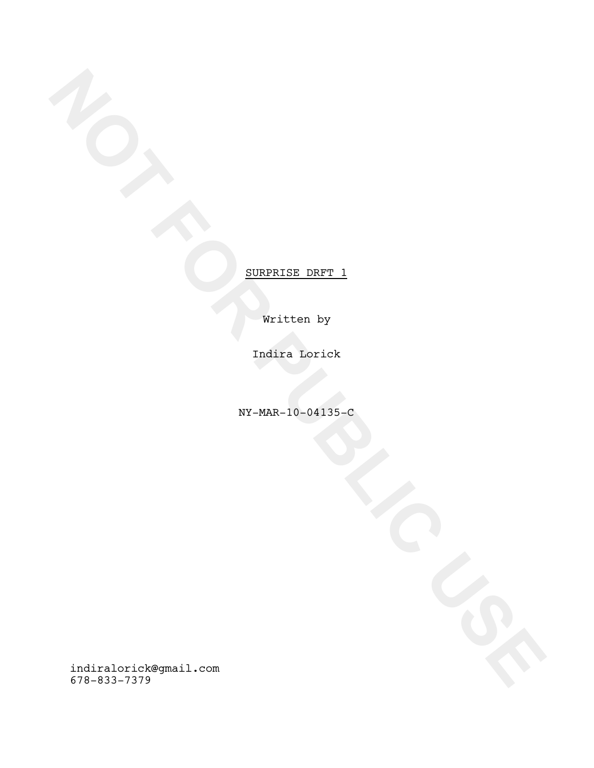NOT FOR PUBLIC USE

SURPRISE DRFT 1

Written by

Indira Lorick

NY-MAR-10-04135-C

indiralorick@gmail.com
678-833-7379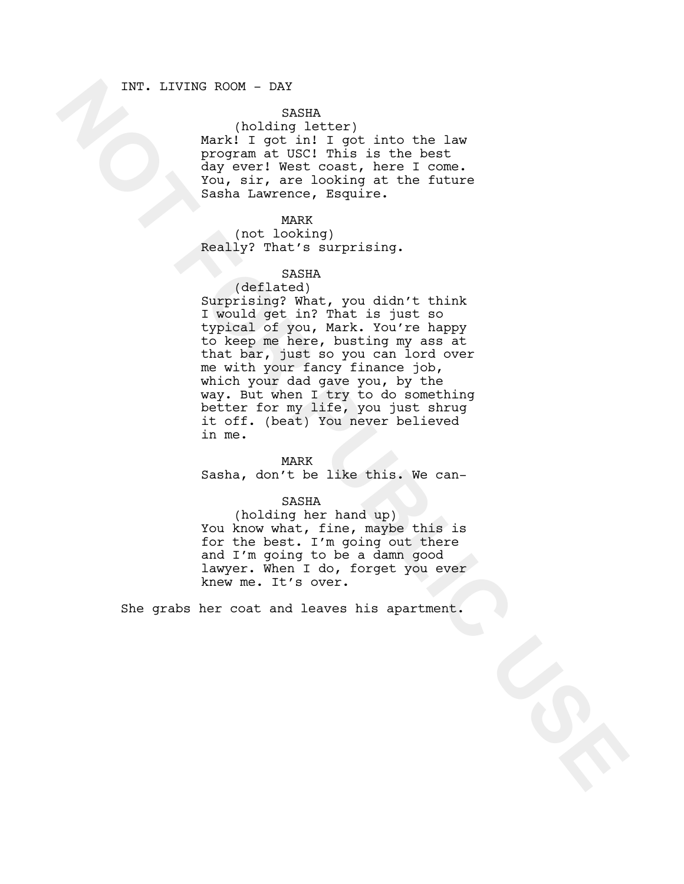INT. LIVING ROOM - DAY

SASHA
(holding letter)
Mark! I got in! I got into the law program at USC! This is the best day ever! West coast, here I come. You, sir, are looking at the future Sasha Lawrence, Esquire.

MARK
(not looking)
Really? That's surprising.

SASHA
(deflated)
Surprising? What, you didn't think I would get in? That is just so typical of you, Mark. You're happy to keep me here, busting my ass at that bar, just so you can lord over me with your fancy finance job, which your dad gave you, by the way. But when I try to do something better for my life, you just shrug it off. (beat) You never believed in me.

MARK
Sasha, don't be like this. We can-

SASHA
(holding her hand up)
You know what, fine, maybe this is for the best. I'm going out there and I'm going to be a damn good lawyer. When I do, forget you ever knew me. It's over.

She grabs her coat and leaves his apartment.